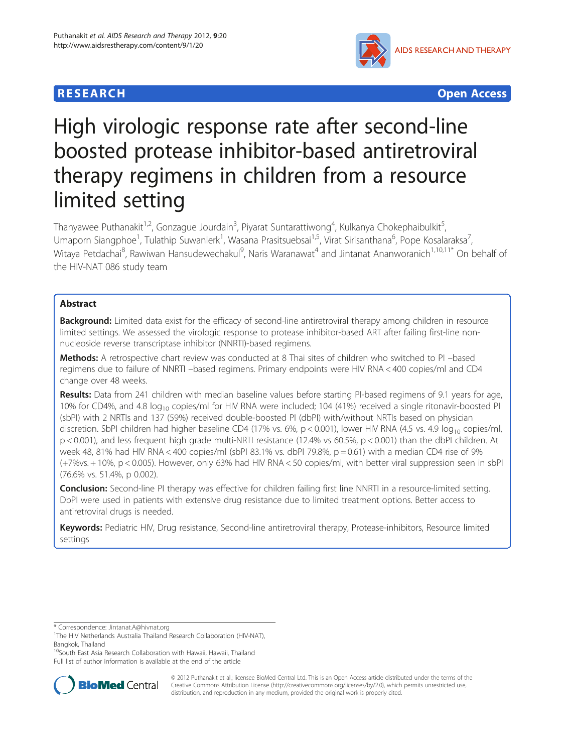**RESEARCH** **Open Access**

# High virologic response rate after second-line boosted protease inhibitor-based antiretroviral therapy regimens in children from a resource limited setting

Thanyawee Puthanakit[1,2], Gonzague Jourdain[3], Piyarat Suntarattiwong[4], Kulkanya Chokephaibulkit[5], Umaporn Siangphoe[1], Tulathip Suwanlerk[1], Wasana Prasitsuebsai[1,5], Virat Sirisanthana[6], Pope Kosalaraksa[7], Witaya Petdachai[8], Rawiwan Hansudewechakul[9], Naris Waranawat[4] and Jintanat Ananworanich[1,10,11]* On behalf of the HIV-NAT 086 study team

## Abstract

**Background:** Limited data exist for the efficacy of second-line antiretroviral therapy among children in resource limited settings. We assessed the virologic response to protease inhibitor-based ART after failing first-line non-nucleoside reverse transcriptase inhibitor (NNRTI)-based regimens.

**Methods:** A retrospective chart review was conducted at 8 Thai sites of children who switched to PI –based regimens due to failure of NNRTI –based regimens. Primary endpoints were HIV RNA < 400 copies/ml and CD4 change over 48 weeks.

**Results:** Data from 241 children with median baseline values before starting PI-based regimens of 9.1 years for age, 10% for CD4%, and 4.8 $log_{10}$ copies/ml for HIV RNA were included; 104 (41%) received a single ritonavir-boosted PI (sbPI) with 2 NRTIs and 137 (59%) received double-boosted PI (dbPI) with/without NRTIs based on physician discretion. SbPI children had higher baseline CD4 (17% vs. 6%, p < 0.001), lower HIV RNA (4.5 vs. 4.9 $log_{10}$ copies/ml, p < 0.001), and less frequent high grade multi-NRTI resistance (12.4% vs 60.5%, p < 0.001) than the dbPI children. At week 48, 81% had HIV RNA < 400 copies/ml (sbPI 83.1% vs. dbPI 79.8%, p = 0.61) with a median CD4 rise of 9% (+7%vs. + 10%, p < 0.005). However, only 63% had HIV RNA < 50 copies/ml, with better viral suppression seen in sbPI (76.6% vs. 51.4%, p 0.002).

**Conclusion:** Second-line PI therapy was effective for children failing first line NNRTI in a resource-limited setting. DbPI were used in patients with extensive drug resistance due to limited treatment options. Better access to antiretroviral drugs is needed.

**Keywords:** Pediatric HIV, Drug resistance, Second-line antiretroviral therapy, Protease-inhibitors, Resource limited settings

---

\* Correspondence: Jintanat.A@hivnat.org
[1]The HIV Netherlands Australia Thailand Research Collaboration (HIV-NAT), Bangkok, Thailand
[10]South East Asia Research Collaboration with Hawaii, Hawaii, Thailand
Full list of author information is available at the end of the article

© 2012 Puthanakit et al.; licensee BioMed Central Ltd. This is an Open Access article distributed under the terms of the Creative Commons Attribution License (http://creativecommons.org/licenses/by/2.0), which permits unrestricted use, distribution, and reproduction in any medium, provided the original work is properly cited.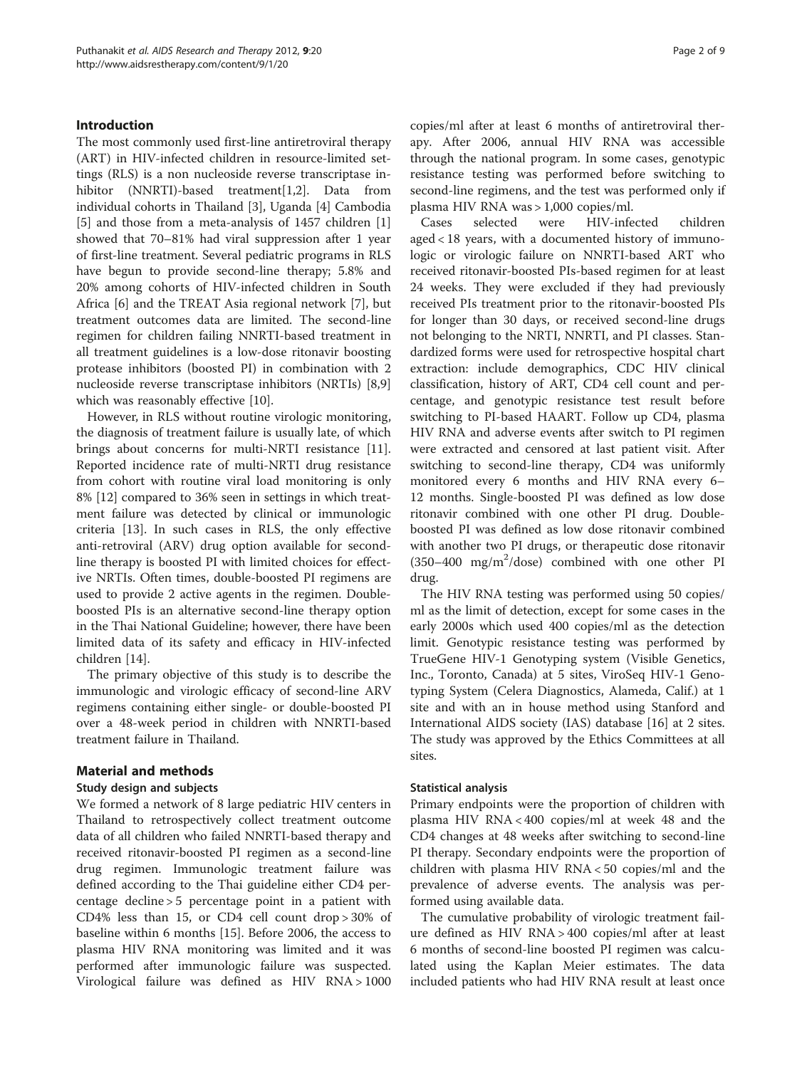## Introduction

The most commonly used first-line antiretroviral therapy (ART) in HIV-infected children in resource-limited settings (RLS) is a non nucleoside reverse transcriptase inhibitor (NNRTI)-based treatment[1,2]. Data from individual cohorts in Thailand [3], Uganda [4] Cambodia [5] and those from a meta-analysis of 1457 children [1] showed that 70–81% had viral suppression after 1 year of first-line treatment. Several pediatric programs in RLS have begun to provide second-line therapy; 5.8% and 20% among cohorts of HIV-infected children in South Africa [6] and the TREAT Asia regional network [7], but treatment outcomes data are limited. The second-line regimen for children failing NNRTI-based treatment in all treatment guidelines is a low-dose ritonavir boosting protease inhibitors (boosted PI) in combination with 2 nucleoside reverse transcriptase inhibitors (NRTIs) [8,9] which was reasonably effective [10].

However, in RLS without routine virologic monitoring, the diagnosis of treatment failure is usually late, of which brings about concerns for multi-NRTI resistance [11]. Reported incidence rate of multi-NRTI drug resistance from cohort with routine viral load monitoring is only 8% [12] compared to 36% seen in settings in which treatment failure was detected by clinical or immunologic criteria [13]. In such cases in RLS, the only effective anti-retroviral (ARV) drug option available for second-line therapy is boosted PI with limited choices for effective NRTIs. Often times, double-boosted PI regimens are used to provide 2 active agents in the regimen. Double-boosted PIs is an alternative second-line therapy option in the Thai National Guideline; however, there have been limited data of its safety and efficacy in HIV-infected children [14].

The primary objective of this study is to describe the immunologic and virologic efficacy of second-line ARV regimens containing either single- or double-boosted PI over a 48-week period in children with NNRTI-based treatment failure in Thailand.

## Material and methods

### Study design and subjects

We formed a network of 8 large pediatric HIV centers in Thailand to retrospectively collect treatment outcome data of all children who failed NNRTI-based therapy and received ritonavir-boosted PI regimen as a second-line drug regimen. Immunologic treatment failure was defined according to the Thai guideline either CD4 percentage decline > 5 percentage point in a patient with CD4% less than 15, or CD4 cell count drop > 30% of baseline within 6 months [15]. Before 2006, the access to plasma HIV RNA monitoring was limited and it was performed after immunologic failure was suspected. Virological failure was defined as HIV RNA > 1000 copies/ml after at least 6 months of antiretroviral therapy. After 2006, annual HIV RNA was accessible through the national program. In some cases, genotypic resistance testing was performed before switching to second-line regimens, and the test was performed only if plasma HIV RNA was > 1,000 copies/ml.

Cases selected were HIV-infected children aged < 18 years, with a documented history of immunologic or virologic failure on NNRTI-based ART who received ritonavir-boosted PIs-based regimen for at least 24 weeks. They were excluded if they had previously received PIs treatment prior to the ritonavir-boosted PIs for longer than 30 days, or received second-line drugs not belonging to the NRTI, NNRTI, and PI classes. Standardized forms were used for retrospective hospital chart extraction: include demographics, CDC HIV clinical classification, history of ART, CD4 cell count and percentage, and genotypic resistance test result before switching to PI-based HAART. Follow up CD4, plasma HIV RNA and adverse events after switch to PI regimen were extracted and censored at last patient visit. After switching to second-line therapy, CD4 was uniformly monitored every 6 months and HIV RNA every 6–12 months. Single-boosted PI was defined as low dose ritonavir combined with one other PI drug. Double-boosted PI was defined as low dose ritonavir combined with another two PI drugs, or therapeutic dose ritonavir (350–400 $mg/m^2$/dose) combined with one other PI drug.

The HIV RNA testing was performed using 50 copies/ml as the limit of detection, except for some cases in the early 2000s which used 400 copies/ml as the detection limit. Genotypic resistance testing was performed by TrueGene HIV-1 Genotyping system (Visible Genetics, Inc., Toronto, Canada) at 5 sites, ViroSeq HIV-1 Genotyping System (Celera Diagnostics, Alameda, Calif.) at 1 site and with an in house method using Stanford and International AIDS society (IAS) database [16] at 2 sites. The study was approved by the Ethics Committees at all sites.

### Statistical analysis

Primary endpoints were the proportion of children with plasma HIV RNA < 400 copies/ml at week 48 and the CD4 changes at 48 weeks after switching to second-line PI therapy. Secondary endpoints were the proportion of children with plasma HIV RNA < 50 copies/ml and the prevalence of adverse events. The analysis was performed using available data.

The cumulative probability of virologic treatment failure defined as HIV RNA > 400 copies/ml after at least 6 months of second-line boosted PI regimen was calculated using the Kaplan Meier estimates. The data included patients who had HIV RNA result at least once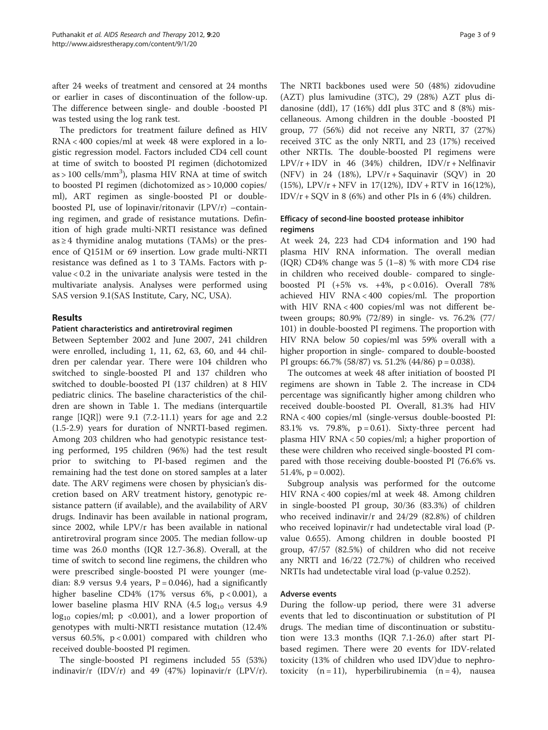after 24 weeks of treatment and censored at 24 months or earlier in cases of discontinuation of the follow-up. The difference between single- and double -boosted PI was tested using the log rank test.

The predictors for treatment failure defined as HIV RNA < 400 copies/ml at week 48 were explored in a logistic regression model. Factors included CD4 cell count at time of switch to boosted PI regimen (dichotomized as > 100 cells/mm$^3$), plasma HIV RNA at time of switch to boosted PI regimen (dichotomized as > 10,000 copies/ml), ART regimen as single-boosted PI or double-boosted PI, use of lopinavir/ritonavir (LPV/r) –containing regimen, and grade of resistance mutations. Definition of high grade multi-NRTI resistance was defined as ≥ 4 thymidine analog mutations (TAMs) or the presence of Q151M or 69 insertion. Low grade multi-NRTI resistance was defined as 1 to 3 TAMs. Factors with p-value < 0.2 in the univariate analysis were tested in the multivariate analysis. Analyses were performed using SAS version 9.1(SAS Institute, Cary, NC, USA).

## Results

### Patient characteristics and antiretroviral regimen

Between September 2002 and June 2007, 241 children were enrolled, including 1, 11, 62, 63, 60, and 44 children per calendar year. There were 104 children who switched to single-boosted PI and 137 children who switched to double-boosted PI (137 children) at 8 HIV pediatric clinics. The baseline characteristics of the children are shown in Table 1. The medians (interquartile range [IQR]) were 9.1 (7.2-11.1) years for age and 2.2 (1.5-2.9) years for duration of NNRTI-based regimen. Among 203 children who had genotypic resistance testing performed, 195 children (96%) had the test result prior to switching to PI-based regimen and the remaining had the test done on stored samples at a later date. The ARV regimens were chosen by physician's discretion based on ARV treatment history, genotypic resistance pattern (if available), and the availability of ARV drugs. Indinavir has been available in national program, since 2002, while LPV/r has been available in national antiretroviral program since 2005. The median follow-up time was 26.0 months (IQR 12.7-36.8). Overall, at the time of switch to second line regimens, the children who were prescribed single-boosted PI were younger (median: 8.9 versus 9.4 years, P = 0.046), had a significantly higher baseline CD4% (17% versus 6%, p < 0.001), a lower baseline plasma HIV RNA (4.5 $\log_{10}$ versus 4.9 $\log_{10}$ copies/ml; p <0.001), and a lower proportion of genotypes with multi-NRTI resistance mutation (12.4% versus 60.5%, p < 0.001) compared with children who received double-boosted PI regimen.

The single-boosted PI regimens included 55 (53%) indinavir/r (IDV/r) and 49 (47%) lopinavir/r (LPV/r). The NRTI backbones used were 50 (48%) zidovudine (AZT) plus lamivudine (3TC), 29 (28%) AZT plus didanosine (ddI), 17 (16%) ddI plus 3TC and 8 (8%) miscellaneous. Among children in the double -boosted PI group, 77 (56%) did not receive any NRTI, 37 (27%) received 3TC as the only NRTI, and 23 (17%) received other NRTIs. The double-boosted PI regimens were LPV/r + IDV in 46 (34%) children, IDV/r + Nelfinavir (NFV) in 24 (18%), LPV/r + Saquinavir (SQV) in 20 (15%), LPV/r + NFV in 17(12%), IDV + RTV in 16(12%), IDV/r + SQV in 8 (6%) and other PIs in 6 (4%) children.

### Efficacy of second-line boosted protease inhibitor regimens

At week 24, 223 had CD4 information and 190 had plasma HIV RNA information. The overall median (IQR) CD4% change was 5 (1–8) % with more CD4 rise in children who received double- compared to single-boosted PI (+5% vs. +4%, p < 0.016). Overall 78% achieved HIV RNA < 400 copies/ml. The proportion with HIV RNA < 400 copies/ml was not different between groups; 80.9% (72/89) in single- vs. 76.2% (77/101) in double-boosted PI regimens. The proportion with HIV RNA below 50 copies/ml was 59% overall with a higher proportion in single- compared to double-boosted PI groups: 66.7% (58/87) vs. 51.2% (44/86) p = 0.038).

The outcomes at week 48 after initiation of boosted PI regimens are shown in Table 2. The increase in CD4 percentage was significantly higher among children who received double-boosted PI. Overall, 81.3% had HIV RNA < 400 copies/ml (single-versus double-boosted PI: 83.1% vs. 79.8%, p = 0.61). Sixty-three percent had plasma HIV RNA < 50 copies/ml; a higher proportion of these were children who received single-boosted PI compared with those receiving double-boosted PI (76.6% vs. 51.4%, p = 0.002).

Subgroup analysis was performed for the outcome HIV RNA < 400 copies/ml at week 48. Among children in single-boosted PI group, 30/36 (83.3%) of children who received indinavir/r and 24/29 (82.8%) of children who received lopinavir/r had undetectable viral load (P-value 0.655). Among children in double boosted PI group, 47/57 (82.5%) of children who did not receive any NRTI and 16/22 (72.7%) of children who received NRTIs had undetectable viral load (p-value 0.252).

### Adverse events

During the follow-up period, there were 31 adverse events that led to discontinuation or substitution of PI drugs. The median time of discontinuation or substitution were 13.3 months (IQR 7.1-26.0) after start PI-based regimen. There were 20 events for IDV-related toxicity (13% of children who used IDV)due to nephrotoxicity (n = 11), hyperbilirubinemia (n = 4), nausea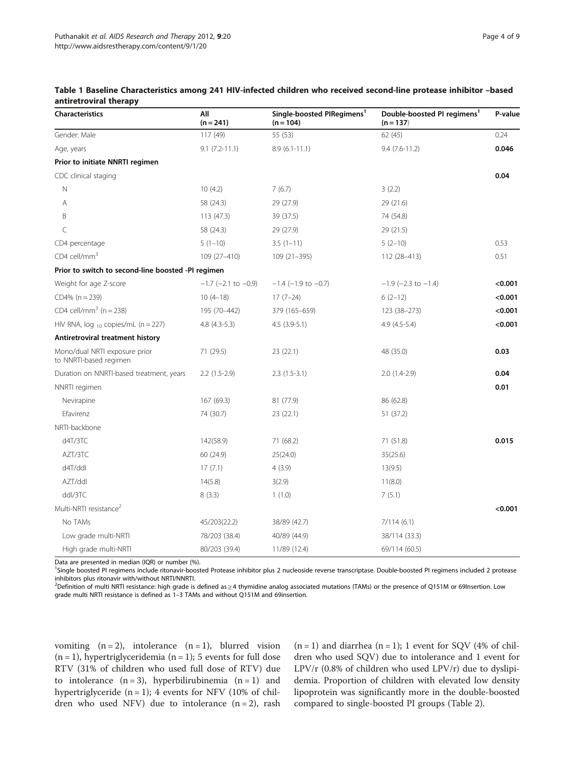**Table 1 Baseline Characteristics among 241 HIV-infected children who received second-line protease inhibitor –based antiretroviral therapy**

| Characteristics | All (n = 241) | Single-boosted PIRegimens[1] (n = 104) | Double-boosted PI regimens[1] (n = 137) | P-value |
|---|---|---|---|---|
| Gender: Male | 117 (49) | 55 (53) | 62 (45) | 0.24 |
| Age, years | 9.1 (7.2-11.1) | 8.9 (6.1-11.1) | 9.4 (7.6-11.2) | **0.046** |
| **Prior to initiate NNRTI regimen** | | | | |
| CDC clinical staging | | | | **0.04** |
| N | 10 (4.2) | 7 (6.7) | 3 (2.2) | |
| A | 58 (24.3) | 29 (27.9) | 29 (21.6) | |
| B | 113 (47.3) | 39 (37.5) | 74 (54.8) | |
| C | 58 (24.3) | 29 (27.9) | 29 (21.5) | |
| CD4 percentage | 5 (1–10) | 3.5 (1–11) | 5 (2–10) | 0.53 |
| CD4 cell/mm$^3$ | 109 (27–410) | 109 (21–395) | 112 (28–413) | 0.51 |
| **Prior to switch to second-line boosted -PI regimen** | | | | |
| Weight for age Z-score | −1.7 (−2.1 to −0.9) | −1.4 (−1.9 to −0.7) | −1.9 (−2.3 to −1.4) | **<0.001** |
| CD4% (n = 239) | 10 (4–18) | 17 (7–24) | 6 (2–12) | **<0.001** |
| CD4 cell/mm$^3$ (n = 238) | 195 (70–442) | 379 (165–659) | 123 (38–273) | **<0.001** |
| HIV RNA, log $_{10}$ copies/mL (n = 227) | 4.8 (4.3-5.3) | 4.5 (3.9-5.1) | 4.9 (4.5-5.4) | **<0.001** |
| **Antiretroviral treatment history** | | | | |
| Mono/dual NRTI exposure prior to NNRTI-based regimen | 71 (29.5) | 23 (22.1) | 48 (35.0) | **0.03** |
| Duration on NNRTI-based treatment, years | 2.2 (1.5-2.9) | 2.3 (1.5-3.1) | 2.0 (1.4-2.9) | **0.04** |
| NNRTI regimen | | | | **0.01** |
| Nevirapine | 167 (69.3) | 81 (77.9) | 86 (62.8) | |
| Efavirenz | 74 (30.7) | 23 (22.1) | 51 (37.2) | |
| NRTI-backbone | | | | |
| d4T/3TC | 142(58.9) | 71 (68.2) | 71 (51.8) | **0.015** |
| AZT/3TC | 60 (24.9) | 25(24.0) | 35(25.6) | |
| d4T/ddI | 17 (7.1) | 4 (3.9) | 13(9.5) | |
| AZT/ddI | 14(5.8) | 3(2.9) | 11(8.0) | |
| ddI/3TC | 8 (3.3) | 1 (1.0) | 7 (5.1) | |
| Multi-NRTI resistance[2] | | | | **<0.001** |
| No TAMs | 45/203(22.2) | 38/89 (42.7) | 7/114 (6.1) | |
| Low grade multi-NRTI | 78/203 (38.4) | 40/89 (44.9) | 38/114 (33.3) | |
| High grade multi-NRTI | 80/203 (39.4) | 11/89 (12.4) | 69/114 (60.5) | |

Data are presented in median (IQR) or number (%).
[1]Single boosted PI regimens include ritonavir-boosted Protease inhibitor plus 2 nucleoside reverse transcriptase. Double-boosted PI regimens included 2 protease inhibitors plus ritonavir with/without NRTI/NNRTI.
[2]Definition of multi NRTI resistance: high grade is defined as ≥ 4 thymidine analog associated mutations (TAMs) or the presence of Q151M or 69Insertion. Low grade multi NRTI resistance is defined as 1–3 TAMs and without Q151M and 69insertion.

vomiting (n = 2), intolerance (n = 1), blurred vision (n = 1), hypertriglyceridemia (n = 1); 5 events for full dose RTV (31% of children who used full dose of RTV) due to intolerance (n = 3), hyperbilirubinemia (n = 1) and hypertriglyceride (n = 1); 4 events for NFV (10% of children who used NFV) due to intolerance (n = 2), rash (n = 1) and diarrhea (n = 1); 1 event for SQV (4% of children who used SQV) due to intolerance and 1 event for LPV/r (0.8% of children who used LPV/r) due to dyslipidemia. Proportion of children with elevated low density lipoprotein was significantly more in the double-boosted compared to single-boosted PI groups (Table 2).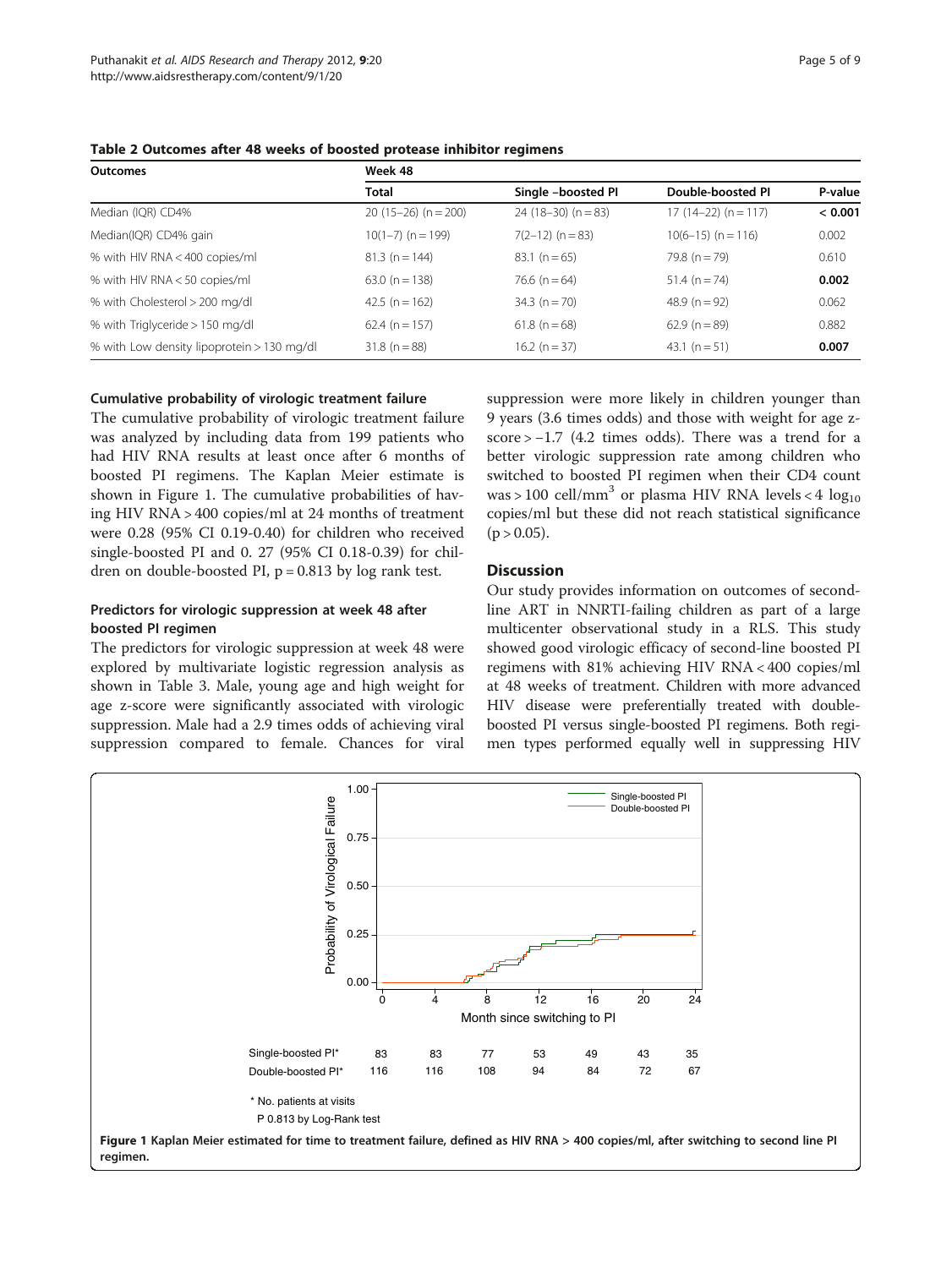**Table 2 Outcomes after 48 weeks of boosted protease inhibitor regimens**

| Outcomes | Week 48 | | | |
|---|---|---|---|---|
| | Total | Single –boosted PI | Double-boosted PI | P-value |
| Median (IQR) CD4% | 20 (15–26) (n = 200) | 24 (18–30) (n = 83) | 17 (14–22) (n = 117) | **< 0.001** |
| Median(IQR) CD4% gain | 10(1–7) (n = 199) | 7(2–12) (n = 83) | 10(6–15) (n = 116) | 0.002 |
| % with HIV RNA < 400 copies/ml | 81.3 (n = 144) | 83.1 (n = 65) | 79.8 (n = 79) | 0.610 |
| % with HIV RNA < 50 copies/ml | 63.0 (n = 138) | 76.6 (n = 64) | 51.4 (n = 74) | **0.002** |
| % with Cholesterol > 200 mg/dl | 42.5 (n = 162) | 34.3 (n = 70) | 48.9 (n = 92) | 0.062 |
| % with Triglyceride > 150 mg/dl | 62.4 (n = 157) | 61.8 (n = 68) | 62.9 (n = 89) | 0.882 |
| % with Low density lipoprotein > 130 mg/dl | 31.8 (n = 88) | 16.2 (n = 37) | 43.1 (n = 51) | **0.007** |

### Cumulative probability of virologic treatment failure

The cumulative probability of virologic treatment failure was analyzed by including data from 199 patients who had HIV RNA results at least once after 6 months of boosted PI regimens. The Kaplan Meier estimate is shown in Figure 1. The cumulative probabilities of having HIV RNA > 400 copies/ml at 24 months of treatment were 0.28 (95% CI 0.19-0.40) for children who received single-boosted PI and 0. 27 (95% CI 0.18-0.39) for children on double-boosted PI, p = 0.813 by log rank test.

### Predictors for virologic suppression at week 48 after boosted PI regimen

The predictors for virologic suppression at week 48 were explored by multivariate logistic regression analysis as shown in Table 3. Male, young age and high weight for age z-score were significantly associated with virologic suppression. Male had a 2.9 times odds of achieving viral suppression compared to female. Chances for viral suppression were more likely in children younger than 9 years (3.6 times odds) and those with weight for age z-score > −1.7 (4.2 times odds). There was a trend for a better virologic suppression rate among children who switched to boosted PI regimen when their CD4 count was > 100 cell/mm$^3$ or plasma HIV RNA levels < 4 $\log_{10}$ copies/ml but these did not reach statistical significance ($p > 0.05$).

## Discussion

Our study provides information on outcomes of second-line ART in NNRTI-failing children as part of a large multicenter observational study in a RLS. This study showed good virologic efficacy of second-line boosted PI regimens with 81% achieving HIV RNA < 400 copies/ml at 48 weeks of treatment. Children with more advanced HIV disease were preferentially treated with double-boosted PI versus single-boosted PI regimens. Both regimen types performed equally well in suppressing HIV

**Figure 1** Kaplan Meier estimated for time to treatment failure, defined as HIV RNA > 400 copies/ml, after switching to second line PI regimen.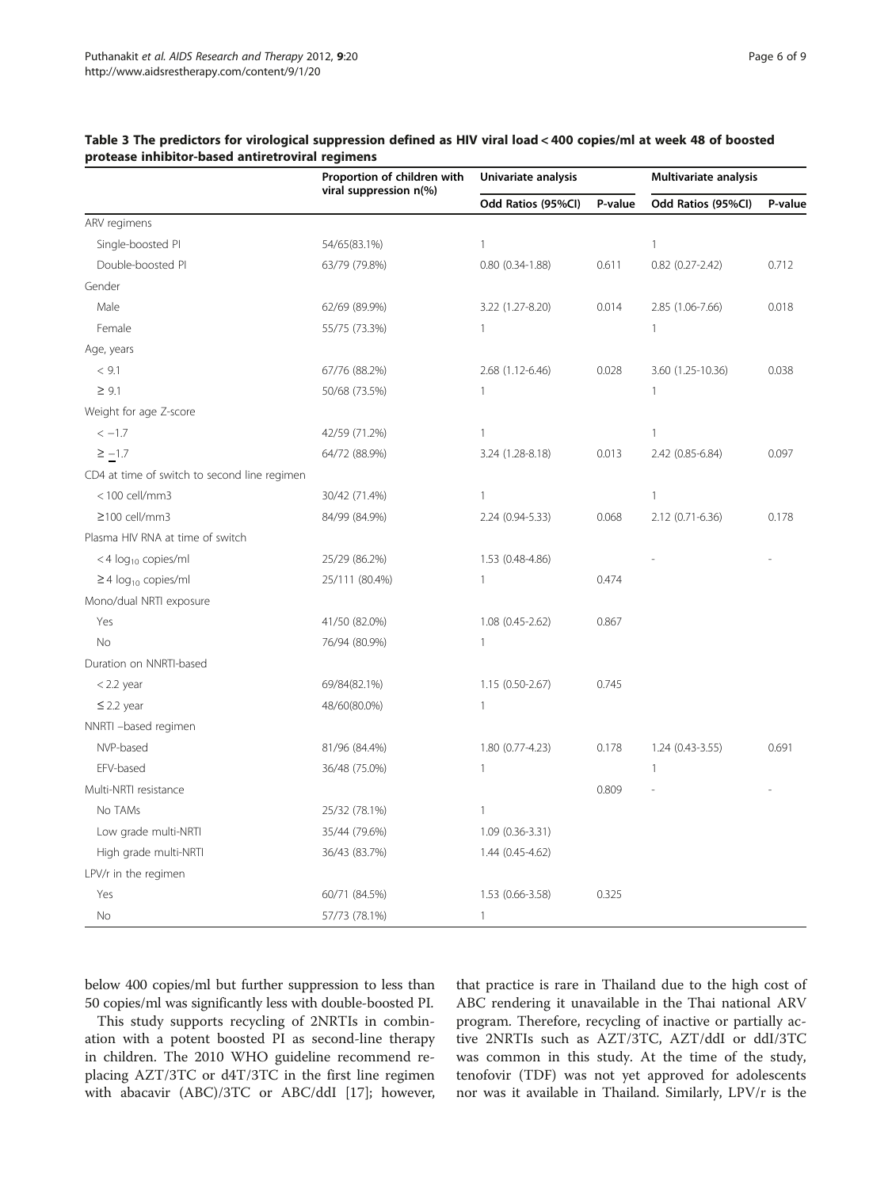**Table 3 The predictors for virological suppression defined as HIV viral load < 400 copies/ml at week 48 of boosted protease inhibitor-based antiretroviral regimens**

| | Proportion of children with viral suppression n(%) | Univariate analysis | | Multivariate analysis | |
|---|---|---|---|---|---|
| | | Odd Ratios (95%CI) | P-value | Odd Ratios (95%CI) | P-value |
| ARV regimens | | | | | |
| Single-boosted PI | 54/65(83.1%) | 1 | | 1 | |
| Double-boosted PI | 63/79 (79.8%) | 0.80 (0.34-1.88) | 0.611 | 0.82 (0.27-2.42) | 0.712 |
| Gender | | | | | |
| Male | 62/69 (89.9%) | 3.22 (1.27-8.20) | 0.014 | 2.85 (1.06-7.66) | 0.018 |
| Female | 55/75 (73.3%) | 1 | | 1 | |
| Age, years | | | | | |
| < 9.1 | 67/76 (88.2%) | 2.68 (1.12-6.46) | 0.028 | 3.60 (1.25-10.36) | 0.038 |
| ≥ 9.1 | 50/68 (73.5%) | 1 | | 1 | |
| Weight for age Z-score | | | | | |
| < −1.7 | 42/59 (71.2%) | 1 | | 1 | |
| ≥ −1.7 | 64/72 (88.9%) | 3.24 (1.28-8.18) | 0.013 | 2.42 (0.85-6.84) | 0.097 |
| CD4 at time of switch to second line regimen | | | | | |
| < 100 cell/mm3 | 30/42 (71.4%) | 1 | | 1 | |
| ≥100 cell/mm3 | 84/99 (84.9%) | 2.24 (0.94-5.33) | 0.068 | 2.12 (0.71-6.36) | 0.178 |
| Plasma HIV RNA at time of switch | | | | | |
| < 4 $\log_{10}$ copies/ml | 25/29 (86.2%) | 1.53 (0.48-4.86) | | - | - |
| ≥ 4 $\log_{10}$ copies/ml | 25/111 (80.4%) | 1 | 0.474 | | |
| Mono/dual NRTI exposure | | | | | |
| Yes | 41/50 (82.0%) | 1.08 (0.45-2.62) | 0.867 | | |
| No | 76/94 (80.9%) | 1 | | | |
| Duration on NNRTI-based | | | | | |
| < 2.2 year | 69/84(82.1%) | 1.15 (0.50-2.67) | 0.745 | | |
| ≤ 2.2 year | 48/60(80.0%) | 1 | | | |
| NNRTI –based regimen | | | | | |
| NVP-based | 81/96 (84.4%) | 1.80 (0.77-4.23) | 0.178 | 1.24 (0.43-3.55) | 0.691 |
| EFV-based | 36/48 (75.0%) | 1 | | 1 | |
| Multi-NRTI resistance | | | 0.809 | - | - |
| No TAMs | 25/32 (78.1%) | 1 | | | |
| Low grade multi-NRTI | 35/44 (79.6%) | 1.09 (0.36-3.31) | | | |
| High grade multi-NRTI | 36/43 (83.7%) | 1.44 (0.45-4.62) | | | |
| LPV/r in the regimen | | | | | |
| Yes | 60/71 (84.5%) | 1.53 (0.66-3.58) | 0.325 | | |
| No | 57/73 (78.1%) | 1 | | | |

below 400 copies/ml but further suppression to less than 50 copies/ml was significantly less with double-boosted PI.

This study supports recycling of 2NRTIs in combination with a potent boosted PI as second-line therapy in children. The 2010 WHO guideline recommend replacing AZT/3TC or d4T/3TC in the first line regimen with abacavir (ABC)/3TC or ABC/ddI [17]; however, that practice is rare in Thailand due to the high cost of ABC rendering it unavailable in the Thai national ARV program. Therefore, recycling of inactive or partially active 2NRTIs such as AZT/3TC, AZT/ddI or ddI/3TC was common in this study. At the time of the study, tenofovir (TDF) was not yet approved for adolescents nor was it available in Thailand. Similarly, LPV/r is the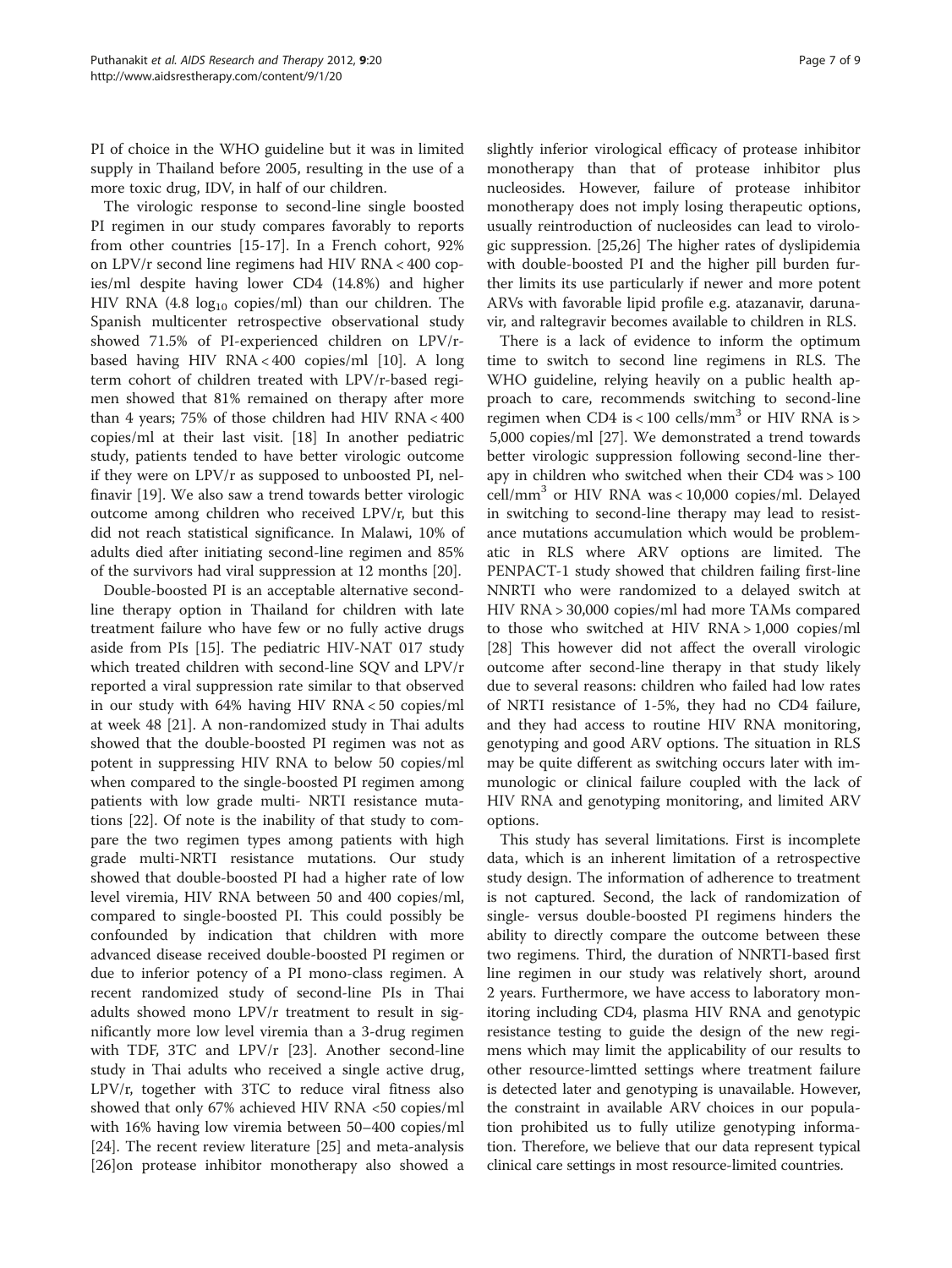PI of choice in the WHO guideline but it was in limited supply in Thailand before 2005, resulting in the use of a more toxic drug, IDV, in half of our children.

The virologic response to second-line single boosted PI regimen in our study compares favorably to reports from other countries [15-17]. In a French cohort, 92% on LPV/r second line regimens had HIV RNA < 400 copies/ml despite having lower CD4 (14.8%) and higher HIV RNA (4.8 $\log_{10}$ copies/ml) than our children. The Spanish multicenter retrospective observational study showed 71.5% of PI-experienced children on LPV/r-based having HIV RNA < 400 copies/ml [10]. A long term cohort of children treated with LPV/r-based regimen showed that 81% remained on therapy after more than 4 years; 75% of those children had HIV RNA < 400 copies/ml at their last visit. [18] In another pediatric study, patients tended to have better virologic outcome if they were on LPV/r as supposed to unboosted PI, nelfinavir [19]. We also saw a trend towards better virologic outcome among children who received LPV/r, but this did not reach statistical significance. In Malawi, 10% of adults died after initiating second-line regimen and 85% of the survivors had viral suppression at 12 months [20].

Double-boosted PI is an acceptable alternative second-line therapy option in Thailand for children with late treatment failure who have few or no fully active drugs aside from PIs [15]. The pediatric HIV-NAT 017 study which treated children with second-line SQV and LPV/r reported a viral suppression rate similar to that observed in our study with 64% having HIV RNA < 50 copies/ml at week 48 [21]. A non-randomized study in Thai adults showed that the double-boosted PI regimen was not as potent in suppressing HIV RNA to below 50 copies/ml when compared to the single-boosted PI regimen among patients with low grade multi- NRTI resistance mutations [22]. Of note is the inability of that study to compare the two regimen types among patients with high grade multi-NRTI resistance mutations. Our study showed that double-boosted PI had a higher rate of low level viremia, HIV RNA between 50 and 400 copies/ml, compared to single-boosted PI. This could possibly be confounded by indication that children with more advanced disease received double-boosted PI regimen or due to inferior potency of a PI mono-class regimen. A recent randomized study of second-line PIs in Thai adults showed mono LPV/r treatment to result in significantly more low level viremia than a 3-drug regimen with TDF, 3TC and LPV/r [23]. Another second-line study in Thai adults who received a single active drug, LPV/r, together with 3TC to reduce viral fitness also showed that only 67% achieved HIV RNA <50 copies/ml with 16% having low viremia between 50–400 copies/ml [24]. The recent review literature [25] and meta-analysis [26]on protease inhibitor monotherapy also showed a slightly inferior virological efficacy of protease inhibitor monotherapy than that of protease inhibitor plus nucleosides. However, failure of protease inhibitor monotherapy does not imply losing therapeutic options, usually reintroduction of nucleosides can lead to virologic suppression. [25,26] The higher rates of dyslipidemia with double-boosted PI and the higher pill burden further limits its use particularly if newer and more potent ARVs with favorable lipid profile e.g. atazanavir, darunavir, and raltegravir becomes available to children in RLS.

There is a lack of evidence to inform the optimum time to switch to second line regimens in RLS. The WHO guideline, relying heavily on a public health approach to care, recommends switching to second-line regimen when CD4 is < 100 cells/mm$^3$ or HIV RNA is > 5,000 copies/ml [27]. We demonstrated a trend towards better virologic suppression following second-line therapy in children who switched when their CD4 was > 100 cell/mm$^3$ or HIV RNA was < 10,000 copies/ml. Delayed in switching to second-line therapy may lead to resistance mutations accumulation which would be problematic in RLS where ARV options are limited. The PENPACT-1 study showed that children failing first-line NNRTI who were randomized to a delayed switch at HIV RNA > 30,000 copies/ml had more TAMs compared to those who switched at HIV RNA > 1,000 copies/ml [28] This however did not affect the overall virologic outcome after second-line therapy in that study likely due to several reasons: children who failed had low rates of NRTI resistance of 1-5%, they had no CD4 failure, and they had access to routine HIV RNA monitoring, genotyping and good ARV options. The situation in RLS may be quite different as switching occurs later with immunologic or clinical failure coupled with the lack of HIV RNA and genotyping monitoring, and limited ARV options.

This study has several limitations. First is incomplete data, which is an inherent limitation of a retrospective study design. The information of adherence to treatment is not captured. Second, the lack of randomization of single- versus double-boosted PI regimens hinders the ability to directly compare the outcome between these two regimens. Third, the duration of NNRTI-based first line regimen in our study was relatively short, around 2 years. Furthermore, we have access to laboratory monitoring including CD4, plasma HIV RNA and genotypic resistance testing to guide the design of the new regimens which may limit the applicability of our results to other resource-limtted settings where treatment failure is detected later and genotyping is unavailable. However, the constraint in available ARV choices in our population prohibited us to fully utilize genotyping information. Therefore, we believe that our data represent typical clinical care settings in most resource-limited countries.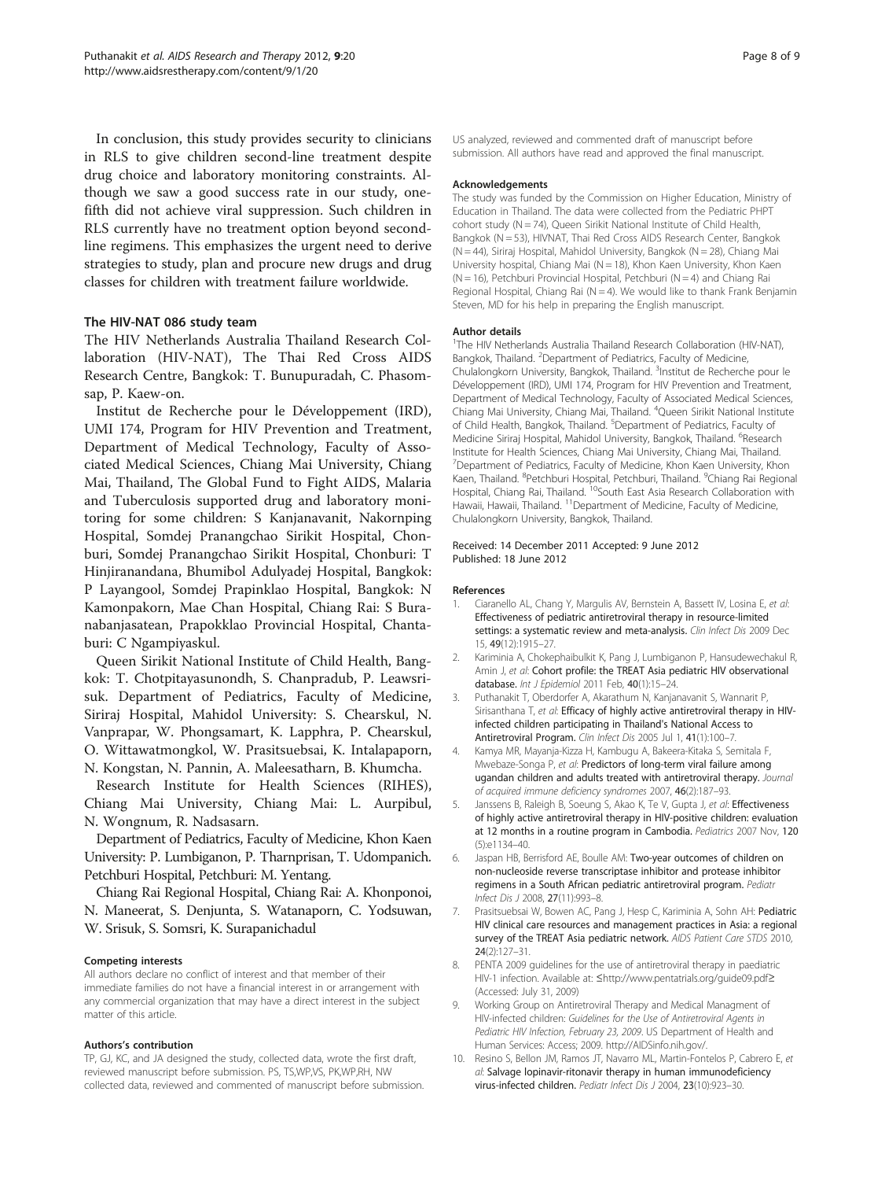In conclusion, this study provides security to clinicians in RLS to give children second-line treatment despite drug choice and laboratory monitoring constraints. Although we saw a good success rate in our study, one-fifth did not achieve viral suppression. Such children in RLS currently have no treatment option beyond second-line regimens. This emphasizes the urgent need to derive strategies to study, plan and procure new drugs and drug classes for children with treatment failure worldwide.

## The HIV-NAT 086 study team

The HIV Netherlands Australia Thailand Research Collaboration (HIV-NAT), The Thai Red Cross AIDS Research Centre, Bangkok: T. Bunupuradah, C. Phasomsap, P. Kaew-on.

Institut de Recherche pour le Développement (IRD), UMI 174, Program for HIV Prevention and Treatment, Department of Medical Technology, Faculty of Associated Medical Sciences, Chiang Mai University, Chiang Mai, Thailand, The Global Fund to Fight AIDS, Malaria and Tuberculosis supported drug and laboratory monitoring for some children: S Kanjanavanit, Nakornping Hospital, Somdej Pranangchao Sirikit Hospital, Chonburi, Somdej Pranangchao Sirikit Hospital, Chonburi: T Hinjiranandana, Bhumibol Adulyadej Hospital, Bangkok: P Layangool, Somdej Prapinklao Hospital, Bangkok: N Kamonpakorn, Mae Chan Hospital, Chiang Rai: S Buranabanjasatean, Prapokklao Provincial Hospital, Chantaburi: C Ngampiyaskul.

Queen Sirikit National Institute of Child Health, Bangkok: T. Chotpitayasunondh, S. Chanpradub, P. Leawsrisuk. Department of Pediatrics, Faculty of Medicine, Siriraj Hospital, Mahidol University: S. Chearskul, N. Vanprapar, W. Phongsamart, K. Lapphra, P. Chearskul, O. Wittawatmongkol, W. Prasitsuebsai, K. Intalapaporn, N. Kongstan, N. Pannin, A. Maleesatharn, B. Khumcha.

Research Institute for Health Sciences (RIHES), Chiang Mai University, Chiang Mai: L. Aurpibul, N. Wongnum, R. Nadsasarn.

Department of Pediatrics, Faculty of Medicine, Khon Kaen University: P. Lumbiganon, P. Tharnprisan, T. Udompanich. Petchburi Hospital, Petchburi: M. Yentang.

Chiang Rai Regional Hospital, Chiang Rai: A. Khonponoi, N. Maneerat, S. Denjunta, S. Watanaporn, C. Yodsuwan, W. Srisuk, S. Somsri, K. Surapanichadul

#### Competing interests

All authors declare no conflict of interest and that member of their immediate families do not have a financial interest in or arrangement with any commercial organization that may have a direct interest in the subject matter of this article.

#### Authors's contribution

TP, GJ, KC, and JA designed the study, collected data, wrote the first draft, reviewed manuscript before submission. PS, TS,WP,VS, PK,WP,RH, NW collected data, reviewed and commented of manuscript before submission. US analyzed, reviewed and commented draft of manuscript before submission. All authors have read and approved the final manuscript.

#### Acknowledgements

The study was funded by the Commission on Higher Education, Ministry of Education in Thailand. The data were collected from the Pediatric PHPT cohort study (N = 74), Queen Sirikit National Institute of Child Health, Bangkok (N = 53), HIVNAT, Thai Red Cross AIDS Research Center, Bangkok (N = 44), Siriraj Hospital, Mahidol University, Bangkok (N = 28), Chiang Mai University hospital, Chiang Mai (N = 18), Khon Kaen University, Khon Kaen (N = 16), Petchburi Provincial Hospital, Petchburi (N = 4) and Chiang Rai Regional Hospital, Chiang Rai (N = 4). We would like to thank Frank Benjamin Steven, MD for his help in preparing the English manuscript.

#### Author details

[1]The HIV Netherlands Australia Thailand Research Collaboration (HIV-NAT), Bangkok, Thailand. [2]Department of Pediatrics, Faculty of Medicine, Chulalongkorn University, Bangkok, Thailand. [3]Institut de Recherche pour le Développement (IRD), UMI 174, Program for HIV Prevention and Treatment, Department of Medical Technology, Faculty of Associated Medical Sciences, Chiang Mai University, Chiang Mai, Thailand. [4]Queen Sirikit National Institute of Child Health, Bangkok, Thailand. [5]Department of Pediatrics, Faculty of Medicine Siriraj Hospital, Mahidol University, Bangkok, Thailand. [6]Research Institute for Health Sciences, Chiang Mai University, Chiang Mai, Thailand. [7]Department of Pediatrics, Faculty of Medicine, Khon Kaen University, Khon Kaen, Thailand. [8]Petchburi Hospital, Petchburi, Thailand. [9]Chiang Rai Regional Hospital, Chiang Rai, Thailand. [10]South East Asia Research Collaboration with Hawaii, Hawaii, Thailand. [11]Department of Medicine, Faculty of Medicine, Chulalongkorn University, Bangkok, Thailand.

Received: 14 December 2011 Accepted: 9 June 2012
Published: 18 June 2012

#### References

1. Ciaranello AL, Chang Y, Margulis AV, Bernstein A, Bassett IV, Losina E, *et al*: **Effectiveness of pediatric antiretroviral therapy in resource-limited settings: a systematic review and meta-analysis.** *Clin Infect Dis* 2009 Dec 15, **49**(12):1915–27.
2. Kariminia A, Chokephaibulkit K, Pang J, Lumbiganon P, Hansudewechakul R, Amin J, *et al*: **Cohort profile: the TREAT Asia pediatric HIV observational database.** *Int J Epidemiol* 2011 Feb, **40**(1):15–24.
3. Puthanakit T, Oberdorfer A, Akarathum N, Kanjanavanit S, Wannarit P, Sirisanthana T, *et al*: **Efficacy of highly active antiretroviral therapy in HIV-infected children participating in Thailand's National Access to Antiretroviral Program.** *Clin Infect Dis* 2005 Jul 1, **41**(1):100–7.
4. Kamya MR, Mayanja-Kizza H, Kambugu A, Bakeera-Kitaka S, Semitala F, Mwebaze-Songa P, *et al*: **Predictors of long-term viral failure among ugandan children and adults treated with antiretroviral therapy.** *Journal of acquired immune deficiency syndromes* 2007, **46**(2):187–93.
5. Janssens B, Raleigh B, Soeung S, Akao K, Te V, Gupta J, *et al*: **Effectiveness of highly active antiretroviral therapy in HIV-positive children: evaluation at 12 months in a routine program in Cambodia.** *Pediatrics* 2007 Nov, **120** (5):e1134–40.
6. Jaspan HB, Berrisford AE, Boulle AM: **Two-year outcomes of children on non-nucleoside reverse transcriptase inhibitor and protease inhibitor regimens in a South African pediatric antiretroviral program.** *Pediatr Infect Dis J* 2008, **27**(11):993–8.
7. Prasitsuebsai W, Bowen AC, Pang J, Hesp C, Kariminia A, Sohn AH: **Pediatric HIV clinical care resources and management practices in Asia: a regional survey of the TREAT Asia pediatric network.** *AIDS Patient Care STDS* 2010, **24**(2):127–31.
8. PENTA 2009 guidelines for the use of antiretroviral therapy in paediatric HIV-1 infection. Available at: ≤http://www.pentatrials.org/guide09.pdf≥ (Accessed: July 31, 2009)
9. Working Group on Antiretroviral Therapy and Medical Managment of HIV-infected children: *Guidelines for the Use of Antiretroviral Agents in Pediatric HIV Infection, February 23, 2009*. US Department of Health and Human Services: Access; 2009. http://AIDSinfo.nih.gov/.
10. Resino S, Bellon JM, Ramos JT, Navarro ML, Martin-Fontelos P, Cabrero E, *et al*: **Salvage lopinavir-ritonavir therapy in human immunodeficiency virus-infected children.** *Pediatr Infect Dis J* 2004, **23**(10):923–30.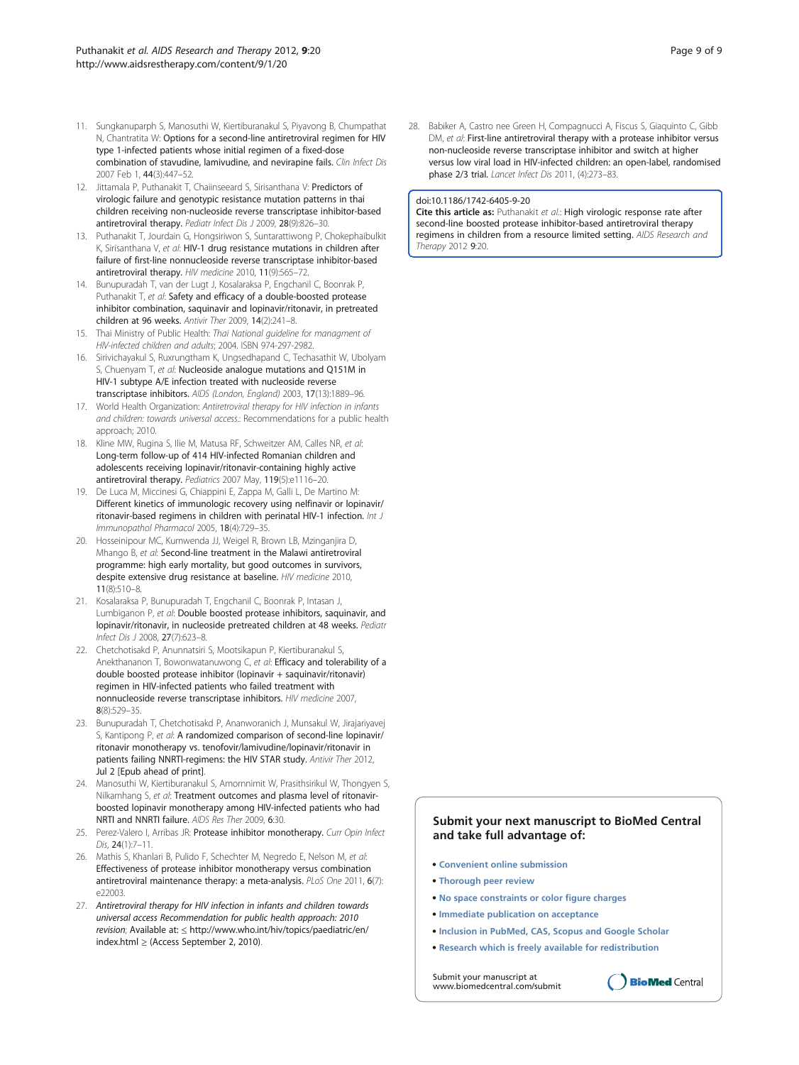11. Sungkanuparph S, Manosuthi W, Kiertiburanakul S, Piyavong B, Chumpathat N, Chantratita W: **Options for a second-line antiretroviral regimen for HIV type 1-infected patients whose initial regimen of a fixed-dose combination of stavudine, lamivudine, and nevirapine fails.** *Clin Infect Dis* 2007 Feb 1, **44**(3):447–52.
12. Jittamala P, Puthanakit T, Chaiinseeard S, Sirisanthana V: **Predictors of virologic failure and genotypic resistance mutation patterns in thai children receiving non-nucleoside reverse transcriptase inhibitor-based antiretroviral therapy.** *Pediatr Infect Dis J* 2009, **28**(9):826–30.
13. Puthanakit T, Jourdain G, Hongsiriwon S, Suntarattiwong P, Chokephaibulkit K, Sirisanthana V, *et al*: **HIV-1 drug resistance mutations in children after failure of first-line nonnucleoside reverse transcriptase inhibitor-based antiretroviral therapy.** *HIV medicine* 2010, **11**(9):565–72.
14. Bunupuradah T, van der Lugt J, Kosalaraksa P, Engchanil C, Boonrak P, Puthanakit T, *et al*: **Safety and efficacy of a double-boosted protease inhibitor combination, saquinavir and lopinavir/ritonavir, in pretreated children at 96 weeks.** *Antivir Ther* 2009, **14**(2):241–8.
15. Thai Ministry of Public Health: *Thai National guideline for managment of HIV-infected children and adults*; 2004. ISBN 974-297-2982.
16. Sirivichayakul S, Ruxrungtham K, Ungsedhapand C, Techasathit W, Ubolyam S, Chuenyam T, *et al*: **Nucleoside analogue mutations and Q151M in HIV-1 subtype A/E infection treated with nucleoside reverse transcriptase inhibitors.** *AIDS (London, England)* 2003, **17**(13):1889–96.
17. World Health Organization: *Antiretroviral therapy for HIV infection in infants and children: towards universal access.*: Recommendations for a public health approach; 2010.
18. Kline MW, Rugina S, Ilie M, Matusa RF, Schweitzer AM, Calles NR, *et al*: **Long-term follow-up of 414 HIV-infected Romanian children and adolescents receiving lopinavir/ritonavir-containing highly active antiretroviral therapy.** *Pediatrics* 2007 May, **119**(5):e1116–20.
19. De Luca M, Miccinesi G, Chiappini E, Zappa M, Galli L, De Martino M: **Different kinetics of immunologic recovery using nelfinavir or lopinavir/ritonavir-based regimens in children with perinatal HIV-1 infection.** *Int J Immunopathol Pharmacol* 2005, **18**(4):729–35.
20. Hosseinipour MC, Kumwenda JJ, Weigel R, Brown LB, Mzinganjira D, Mhango B, *et al*: **Second-line treatment in the Malawi antiretroviral programme: high early mortality, but good outcomes in survivors, despite extensive drug resistance at baseline.** *HIV medicine* 2010, **11**(8):510–8.
21. Kosalaraksa P, Bunupuradah T, Engchanil C, Boonrak P, Intasan J, Lumbiganon P, *et al*: **Double boosted protease inhibitors, saquinavir, and lopinavir/ritonavir, in nucleoside pretreated children at 48 weeks.** *Pediatr Infect Dis J* 2008, **27**(7):623–8.
22. Chetchotisakd P, Anunnatsiri S, Mootsikapun P, Kiertiburanakul S, Anekthananon T, Bowonwatanuwong C, *et al*: **Efficacy and tolerability of a double boosted protease inhibitor (lopinavir + saquinavir/ritonavir) regimen in HIV-infected patients who failed treatment with nonnucleoside reverse transcriptase inhibitors.** *HIV medicine* 2007, **8**(8):529–35.
23. Bunupuradah T, Chetchotisakd P, Ananworanich J, Munsakul W, Jirajariyavej S, Kantipong P, *et al*: **A randomized comparison of second-line lopinavir/ritonavir monotherapy vs. tenofovir/lamivudine/lopinavir/ritonavir in patients failing NNRTI-regimens: the HIV STAR study.** *Antivir Ther* 2012, Jul 2 [Epub ahead of print].
24. Manosuthi W, Kiertiburanakul S, Amornnimit W, Prasithsirikul W, Thongyen S, Nilkamhang S, *et al*: **Treatment outcomes and plasma level of ritonavir-boosted lopinavir monotherapy among HIV-infected patients who had NRTI and NNRTI failure.** *AIDS Res Ther* 2009, **6**:30.
25. Perez-Valero I, Arribas JR: **Protease inhibitor monotherapy.** *Curr Opin Infect Dis*, **24**(1):7–11.
26. Mathis S, Khanlari B, Pulido F, Schechter M, Negredo E, Nelson M, *et al*: **Effectiveness of protease inhibitor monotherapy versus combination antiretroviral maintenance therapy: a meta-analysis.** *PLoS One* 2011, **6**(7): e22003.
27. *Antiretroviral therapy for HIV infection in infants and children towards universal access Recommendation for public health approach: 2010 revision*; Available at: ≤ http://www.who.int/hiv/topics/paediatric/en/index.html ≥ (Access September 2, 2010).
28. Babiker A, Castro nee Green H, Compagnucci A, Fiscus S, Giaquinto C, Gibb DM, *et al*: **First-line antiretroviral therapy with a protease inhibitor versus non-nucleoside reverse transcriptase inhibitor and switch at higher versus low viral load in HIV-infected children: an open-label, randomised phase 2/3 trial.** *Lancet Infect Dis* 2011, (4):273–83.

doi:10.1186/1742-6405-9-20

**Cite this article as:** Puthanakit *et al.*: High virologic response rate after second-line boosted protease inhibitor-based antiretroviral therapy regimens in children from a resource limited setting. *AIDS Research and Therapy* 2012 **9**:20.

**Submit your next manuscript to BioMed Central and take full advantage of:**

- **Convenient online submission**
- **Thorough peer review**
- **No space constraints or color figure charges**
- **Immediate publication on acceptance**
- **Inclusion in PubMed, CAS, Scopus and Google Scholar**
- **Research which is freely available for redistribution**

Submit your manuscript at www.biomedcentral.com/submit